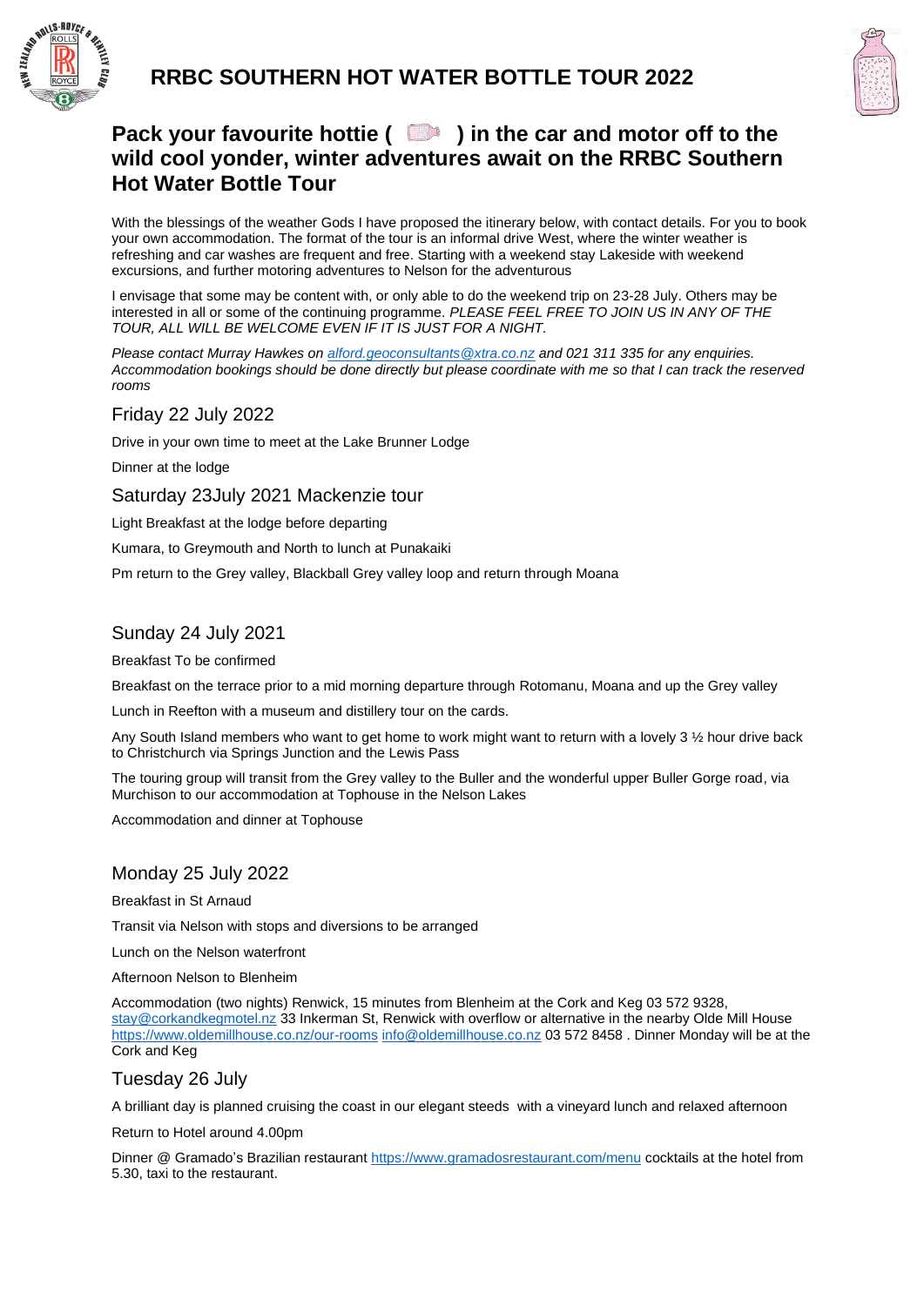# RRBC SOUTHERN HOT WATER BOTTLE TOUR 2022

## Pack your favourite hottie ( ) in the car and motor off to the wild cool yonder, winter adventures await on the RRBC Southern Hot Water Bottle Tour

With the blessings of the weather Gods I have proposed the itinerary below, with contact details. For you to book your own accommodation. The format of the tour is an informal drive West, where the winter weather is refreshing and car washes are frequent and free. Starting with a weekend stay Lakeside with weekend excursions, and further motoring adventures to Nelson for the adventurous

I envisage that some may be content with, or only able to do the weekend trip on 23-28 July. Others may be interested in all or some of the continuing programme. *PLEASE FEEL FREE TO JOIN US IN ANY OF THE TOUR, ALL WILL BE WELCOME EVEN IF IT IS JUST FOR A NIGHT.*

*Please contact Murray Hawkes on [alford.geoconsultants@xtra.co.nz](mailto:alford.geoconsultants@xtra.co.nz) and 021 311 335 for any enquiries. Accommodation bookings should be done directly but please coordinate with me so that I can track the reserved rooms*

### Friday 22 July 2022

Drive in your own time to meet at the Lake Brunner Lodge

Dinner at the lodge

### Saturday 23July 2021 Mackenzie tour

Light Breakfast at the lodge before departing

Kumara, to Greymouth and North to lunch at Punakaiki

Pm return to the Grey valley, Blackball Grey valley loop and return through Moana

### Sunday 24 July 2021

Breakfast To be confirmed

Breakfast on the terrace prior to a mid morning departure through Rotomanu, Moana and up the Grey valley

Lunch in Reefton with a museum and distillery tour on the cards.

Any South Island members who want to get home to work might want to return with a lovely 3 ½ hour drive back to Christchurch via Springs Junction and the Lewis Pass

The touring group will transit from the Grey valley to the Buller and the wonderful upper Buller Gorge road, via Murchison to our accommodation at Tophouse in the Nelson Lakes

Accommodation and dinner at Tophouse

### Monday 25 July 2022

Breakfast in St Arnaud

Transit via Nelson with stops and diversions to be arranged

Lunch on the Nelson waterfront

Afternoon Nelson to Blenheim

Accommodation (two nights) Renwick, 15 minutes from Blenheim at the Cork and Keg 03 572 9328, [stay@corkandkegmotel.nz](mailto:stay@corkandkegmotel.nz) 33 Inkerman St, Renwick with overflow or alternative in the nearby Olde Mill House [https://www.oldemillhouse.co.nz/our-rooms](https://www.oldemillhouse.co.nz/our-rooms) [info@oldemillhouse.co.nz](mailto:info@oldemillhouse.co.nz) 03 572 8458 . Dinner Monday will be at the Cork and Keg

### Tuesday 26 July

A brilliant day is planned cruising the coast in our elegant steeds with a vineyard lunch and relaxed afternoon

Return to Hotel around 4.00pm

Dinner @ Gramado's Brazilian restaurant [https://www.gramadosrestaurant.com/menu](https://www.gramadosrestaurant.com/menu) cocktails at the hotel from 5.30, taxi to the restaurant.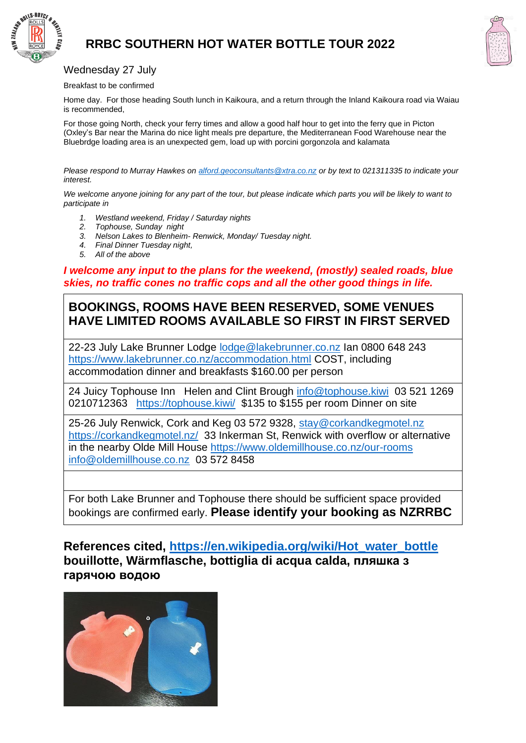# RRBC SOUTHERN HOT WATER BOTTLE TOUR 2022

## Wednesday 27 July

Breakfast to be confirmed

Home day. For those heading South lunch in Kaikoura, and a return through the Inland Kaikoura road via Waiau is recommended,

For those going North, check your ferry times and allow a good half hour to get into the ferry que in Picton (Oxley's Bar near the Marina do nice light meals pre departure, the Mediterranean Food Warehouse near the Bluebrdge loading area is an unexpected gem, load up with porcini gorgonzola and kalamata

*Please respond to Murray Hawkes on alford.geoconsultants@xtra.co.nz or by text to 021311335 to indicate your interest.*

*We welcome anyone joining for any part of the tour, but please indicate which parts you will be likely to want to participate in*

1. *Westland weekend, Friday / Saturday nights*
2. *Tophouse, Sunday night*
3. *Nelson Lakes to Blenheim- Renwick, Monday/ Tuesday night.*
4. *Final Dinner Tuesday night,*
5. *All of the above*

***I welcome any input to the plans for the weekend, (mostly) sealed roads, blue skies, no traffic cones no traffic cops and all the other good things in life.***

| **BOOKINGS, ROOMS HAVE BEEN RESERVED, SOME VENUES HAVE LIMITED ROOMS AVAILABLE SO FIRST IN FIRST SERVED** |
|---|
| 22-23 July Lake Brunner Lodge lodge@lakebrunner.co.nz Ian 0800 648 243 https://www.lakebrunner.co.nz/accommodation.html COST, including accommodation dinner and breakfasts $160.00 per person |
| 24 Juicy Tophouse Inn Helen and Clint Brough info@tophouse.kiwi 03 521 1269 0210712363 https://tophouse.kiwi/ $135 to $155 per room Dinner on site |
| 25-26 July Renwick, Cork and Keg 03 572 9328, stay@corkandkegmotel.nz https://corkandkegmotel.nz/ 33 Inkerman St, Renwick with overflow or alternative in the nearby Olde Mill House https://www.oldemillhouse.co.nz/our-rooms info@oldemillhouse.co.nz 03 572 8458 |
| |
| For both Lake Brunner and Tophouse there should be sufficient space provided bookings are confirmed early. **Please identify your booking as NZRRBC** |

**References cited, https://en.wikipedia.org/wiki/Hot_water_bottle**
**bouillotte, Wärmflasche, bottiglia di acqua calda, пляшка з гарячою водою**